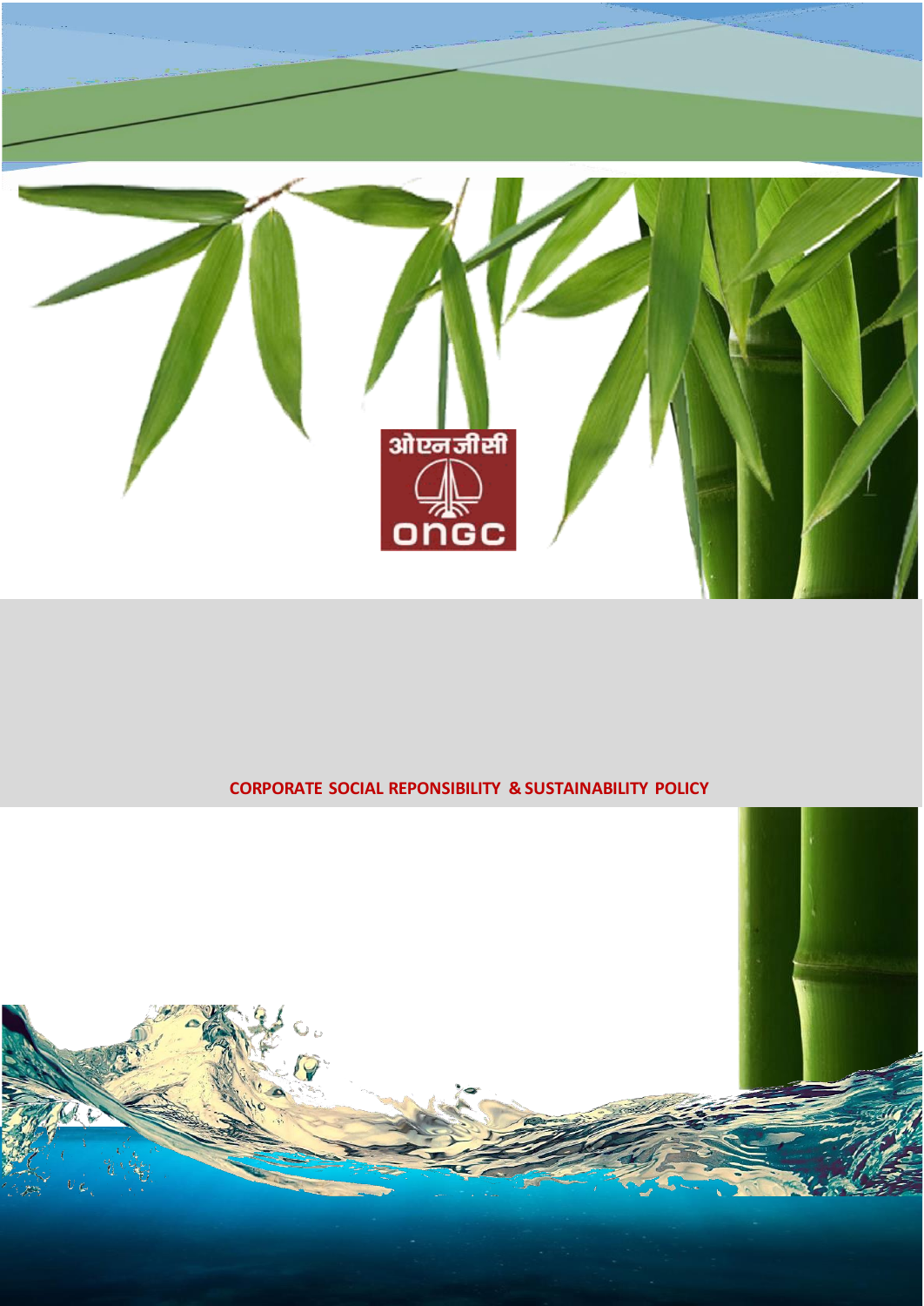ओएनजीसी

ONGC

# CORPORATE SOCIAL REPONSIBILITY & SUSTAINABILITY POLICY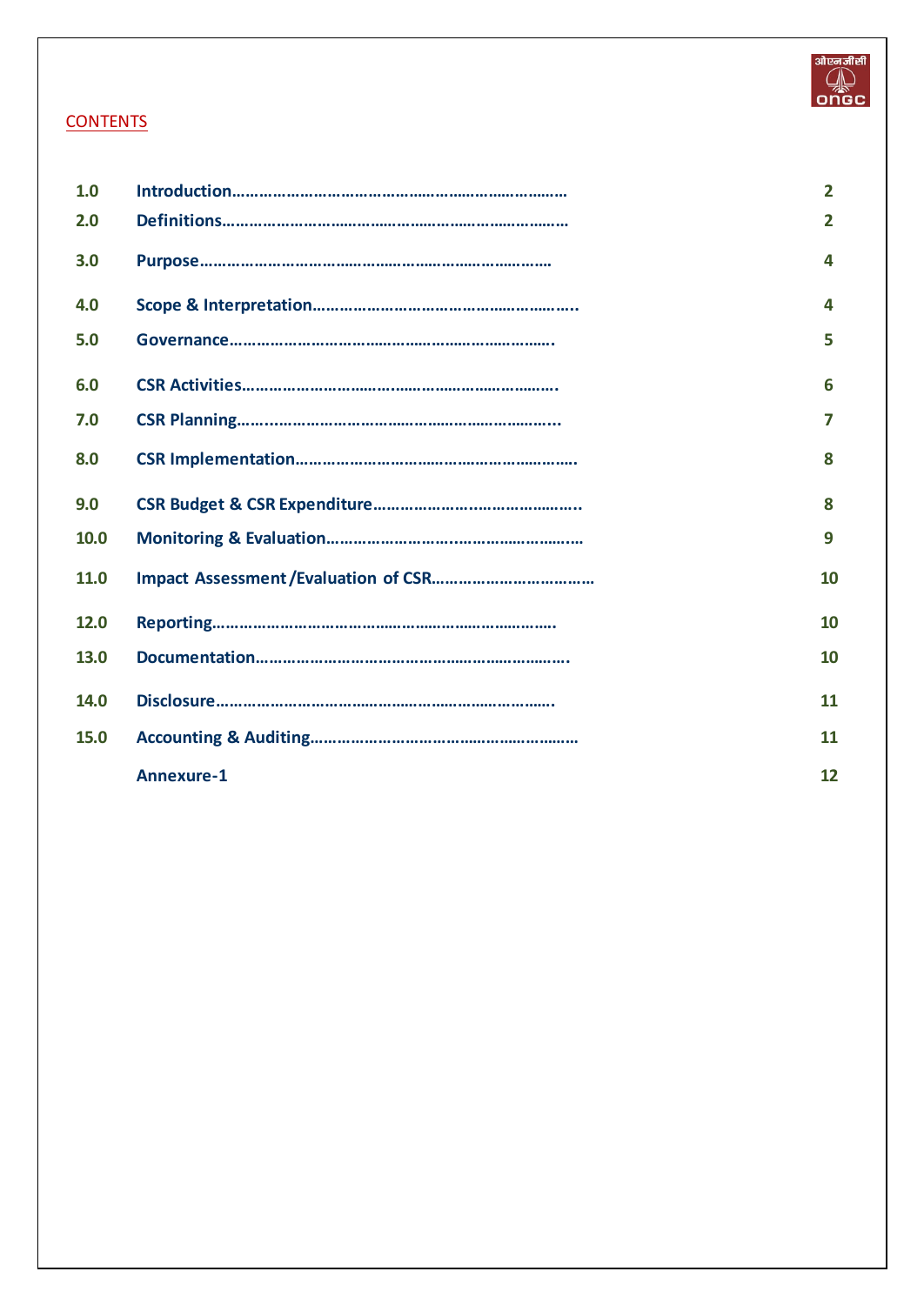## CONTENTS

| | | |
|---|---|---|
| 1.0 | Introduction | 2 |
| 2.0 | Definitions | 2 |
| 3.0 | Purpose | 4 |
| 4.0 | Scope & Interpretation | 4 |
| 5.0 | Governance | 5 |
| 6.0 | CSR Activities | 6 |
| 7.0 | CSR Planning | 7 |
| 8.0 | CSR Implementation | 8 |
| 9.0 | CSR Budget & CSR Expenditure | 8 |
| 10.0 | Monitoring & Evaluation | 9 |
| 11.0 | Impact Assessment /Evaluation of CSR | 10 |
| 12.0 | Reporting | 10 |
| 13.0 | Documentation | 10 |
| 14.0 | Disclosure | 11 |
| 15.0 | Accounting & Auditing | 11 |
| | Annexure-1 | 12 |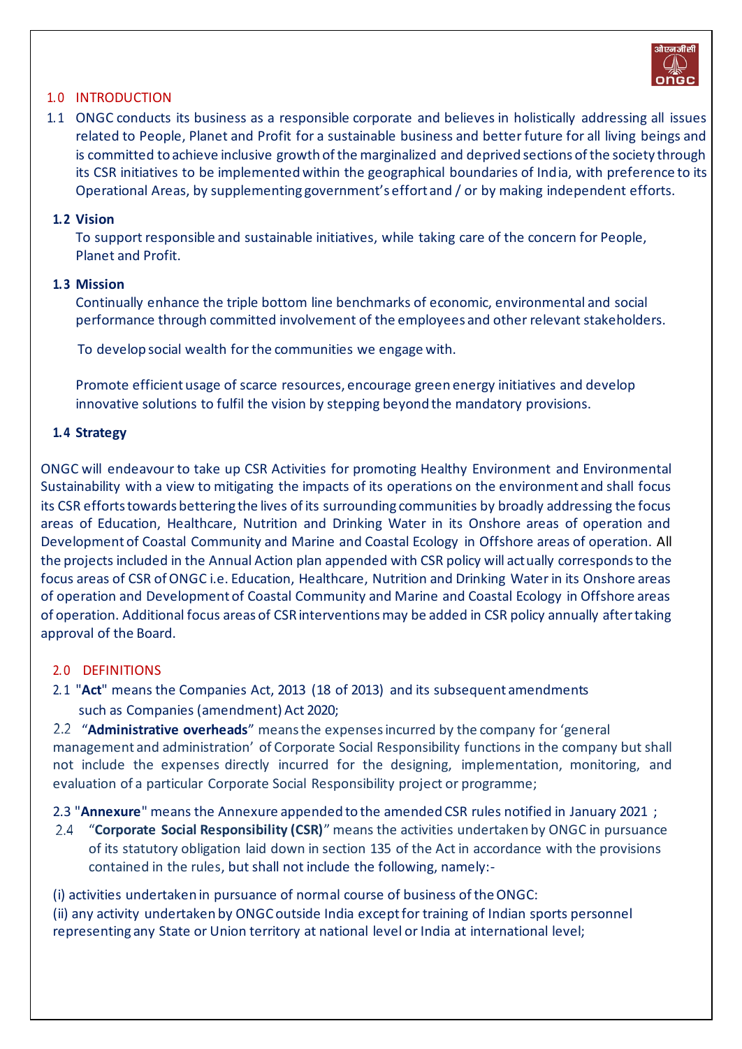## 1.0 INTRODUCTION

1.1 ONGC conducts its business as a responsible corporate and believes in holistically addressing all issues related to People, Planet and Profit for a sustainable business and better future for all living beings and is committed to achieve inclusive growth of the marginalized and deprived sections of the society through its CSR initiatives to be implemented within the geographical boundaries of India, with preference to its Operational Areas, by supplementing government's effort and / or by making independent efforts.

### 1.2 Vision

To support responsible and sustainable initiatives, while taking care of the concern for People, Planet and Profit.

### 1.3 Mission

Continually enhance the triple bottom line benchmarks of economic, environmental and social performance through committed involvement of the employees and other relevant stakeholders.

To develop social wealth for the communities we engage with.

Promote efficient usage of scarce resources, encourage green energy initiatives and develop innovative solutions to fulfil the vision by stepping beyond the mandatory provisions.

### 1.4 Strategy

ONGC will endeavour to take up CSR Activities for promoting Healthy Environment and Environmental Sustainability with a view to mitigating the impacts of its operations on the environment and shall focus its CSR efforts towards bettering the lives of its surrounding communities by broadly addressing the focus areas of Education, Healthcare, Nutrition and Drinking Water in its Onshore areas of operation and Development of Coastal Community and Marine and Coastal Ecology in Offshore areas of operation. All the projects included in the Annual Action plan appended with CSR policy will actually corresponds to the focus areas of CSR of ONGC i.e. Education, Healthcare, Nutrition and Drinking Water in its Onshore areas of operation and Development of Coastal Community and Marine and Coastal Ecology in Offshore areas of operation. Additional focus areas of CSR interventions may be added in CSR policy annually after taking approval of the Board.

## 2.0 DEFINITIONS

2.1 "**Act**" means the Companies Act, 2013 (18 of 2013) and its subsequent amendments such as Companies (amendment) Act 2020;

2.2 "**Administrative overheads**" means the expenses incurred by the company for 'general management and administration' of Corporate Social Responsibility functions in the company but shall not include the expenses directly incurred for the designing, implementation, monitoring, and evaluation of a particular Corporate Social Responsibility project or programme;

2.3 "**Annexure**" means the Annexure appended to the amended CSR rules notified in January 2021 ;

2.4 "**Corporate Social Responsibility (CSR)**" means the activities undertaken by ONGC in pursuance of its statutory obligation laid down in section 135 of the Act in accordance with the provisions contained in the rules, but shall not include the following, namely:-

(i) activities undertaken in pursuance of normal course of business of the ONGC:
(ii) any activity undertaken by ONGC outside India except for training of Indian sports personnel representing any State or Union territory at national level or India at international level;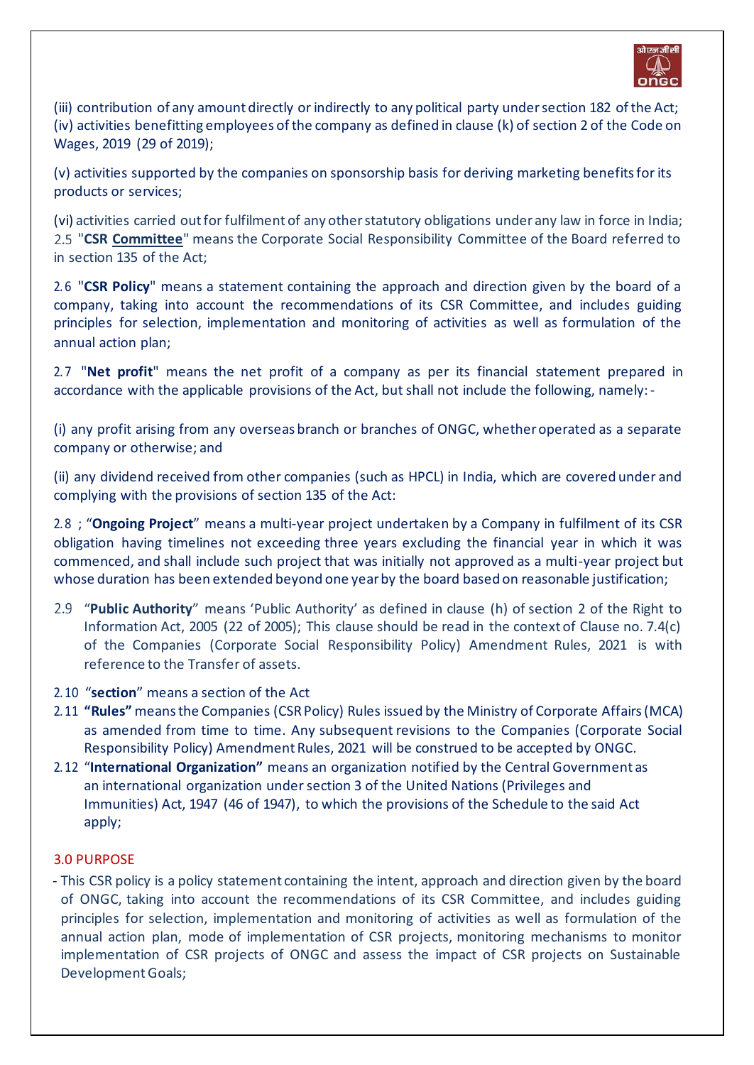(iii) contribution of any amount directly or indirectly to any political party under section 182 of the Act;
(iv) activities benefitting employees of the company as defined in clause (k) of section 2 of the Code on Wages, 2019 (29 of 2019);

(v) activities supported by the companies on sponsorship basis for deriving marketing benefits for its products or services;

(vi) activities carried out for fulfilment of any other statutory obligations under any law in force in India;
2.5 "**CSR Committee**" means the Corporate Social Responsibility Committee of the Board referred to in section 135 of the Act;

2.6 "**CSR Policy**" means a statement containing the approach and direction given by the board of a company, taking into account the recommendations of its CSR Committee, and includes guiding principles for selection, implementation and monitoring of activities as well as formulation of the annual action plan;

2.7 "**Net profit**" means the net profit of a company as per its financial statement prepared in accordance with the applicable provisions of the Act, but shall not include the following, namely:-

(i) any profit arising from any overseas branch or branches of ONGC, whether operated as a separate company or otherwise; and

(ii) any dividend received from other companies (such as HPCL) in India, which are covered under and complying with the provisions of section 135 of the Act:

2.8 ; "**Ongoing Project**" means a multi-year project undertaken by a Company in fulfilment of its CSR obligation having timelines not exceeding three years excluding the financial year in which it was commenced, and shall include such project that was initially not approved as a multi-year project but whose duration has been extended beyond one year by the board based on reasonable justification;

2.9 "**Public Authority**" means 'Public Authority' as defined in clause (h) of section 2 of the Right to Information Act, 2005 (22 of 2005); This clause should be read in the context of Clause no. 7.4(c) of the Companies (Corporate Social Responsibility Policy) Amendment Rules, 2021 is with reference to the Transfer of assets.

2.10 "**section**" means a section of the Act

2.11 **"Rules"** means the Companies (CSR Policy) Rules issued by the Ministry of Corporate Affairs (MCA) as amended from time to time. Any subsequent revisions to the Companies (Corporate Social Responsibility Policy) Amendment Rules, 2021 will be construed to be accepted by ONGC.

2.12 "**International Organization"** means an organization notified by the Central Government as an international organization under section 3 of the United Nations (Privileges and Immunities) Act, 1947 (46 of 1947), to which the provisions of the Schedule to the said Act apply;

## 3.0 PURPOSE

- This CSR policy is a policy statement containing the intent, approach and direction given by the board of ONGC, taking into account the recommendations of its CSR Committee, and includes guiding principles for selection, implementation and monitoring of activities as well as formulation of the annual action plan, mode of implementation of CSR projects, monitoring mechanisms to monitor implementation of CSR projects of ONGC and assess the impact of CSR projects on Sustainable Development Goals;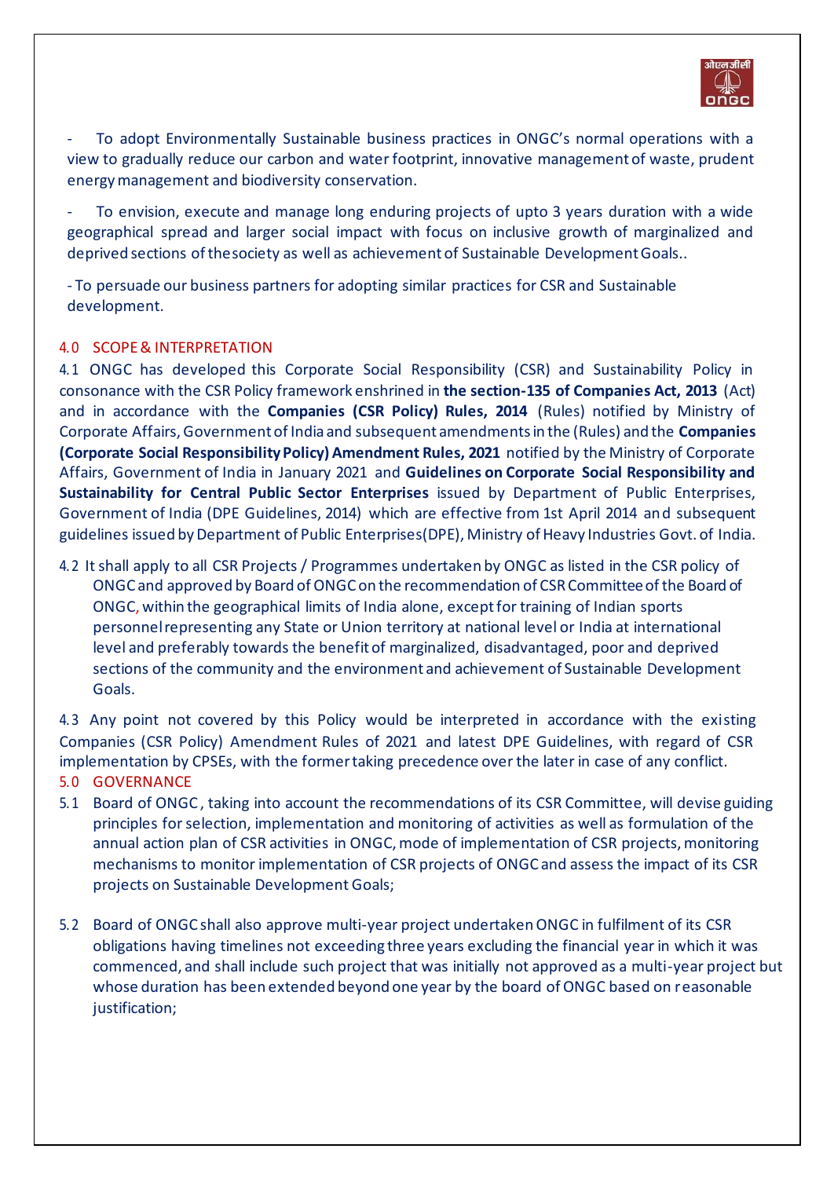- To adopt Environmentally Sustainable business practices in ONGC's normal operations with a view to gradually reduce our carbon and water footprint, innovative management of waste, prudent energy management and biodiversity conservation.

- To envision, execute and manage long enduring projects of upto 3 years duration with a wide geographical spread and larger social impact with focus on inclusive growth of marginalized and deprived sections of the society as well as achievement of Sustainable Development Goals..

- To persuade our business partners for adopting similar practices for CSR and Sustainable development.

## 4.0 SCOPE & INTERPRETATION

4.1 ONGC has developed this Corporate Social Responsibility (CSR) and Sustainability Policy in consonance with the CSR Policy framework enshrined in **the section-135 of Companies Act, 2013** (Act) and in accordance with the **Companies (CSR Policy) Rules, 2014** (Rules) notified by Ministry of Corporate Affairs, Government of India and subsequent amendments in the (Rules) and the **Companies (Corporate Social Responsibility Policy) Amendment Rules, 2021** notified by the Ministry of Corporate Affairs, Government of India in January 2021 and **Guidelines on Corporate Social Responsibility and Sustainability for Central Public Sector Enterprises** issued by Department of Public Enterprises, Government of India (DPE Guidelines, 2014) which are effective from 1st April 2014 and subsequent guidelines issued by Department of Public Enterprises(DPE), Ministry of Heavy Industries Govt. of India.

4.2 It shall apply to all CSR Projects / Programmes undertaken by ONGC as listed in the CSR policy of ONGC and approved by Board of ONGC on the recommendation of CSR Committee of the Board of ONGC, within the geographical limits of India alone, except for training of Indian sports personnel representing any State or Union territory at national level or India at international level and preferably towards the benefit of marginalized, disadvantaged, poor and deprived sections of the community and the environment and achievement of Sustainable Development Goals.

4.3 Any point not covered by this Policy would be interpreted in accordance with the existing Companies (CSR Policy) Amendment Rules of 2021 and latest DPE Guidelines, with regard of CSR implementation by CPSEs, with the former taking precedence over the later in case of any conflict.

## 5.0 GOVERNANCE

5.1 Board of ONGC, taking into account the recommendations of its CSR Committee, will devise guiding principles for selection, implementation and monitoring of activities as well as formulation of the annual action plan of CSR activities in ONGC, mode of implementation of CSR projects, monitoring mechanisms to monitor implementation of CSR projects of ONGC and assess the impact of its CSR projects on Sustainable Development Goals;

5.2 Board of ONGC shall also approve multi-year project undertaken ONGC in fulfilment of its CSR obligations having timelines not exceeding three years excluding the financial year in which it was commenced, and shall include such project that was initially not approved as a multi-year project but whose duration has been extended beyond one year by the board of ONGC based on reasonable justification;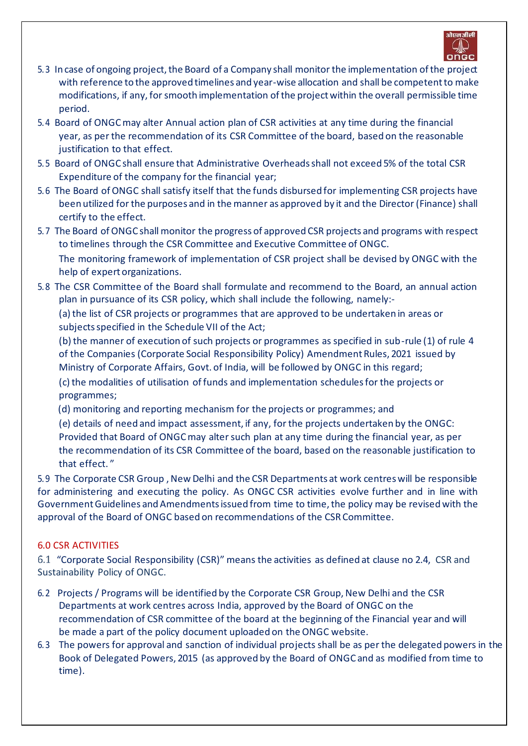5.3 In case of ongoing project, the Board of a Company shall monitor the implementation of the project with reference to the approved timelines and year-wise allocation and shall be competent to make modifications, if any, for smooth implementation of the project within the overall permissible time period.

5.4 Board of ONGC may alter Annual action plan of CSR activities at any time during the financial year, as per the recommendation of its CSR Committee of the board, based on the reasonable justification to that effect.

5.5 Board of ONGC shall ensure that Administrative Overheads shall not exceed 5% of the total CSR Expenditure of the company for the financial year;

5.6 The Board of ONGC shall satisfy itself that the funds disbursed for implementing CSR projects have been utilized for the purposes and in the manner as approved by it and the Director (Finance) shall certify to the effect.

5.7 The Board of ONGC shall monitor the progress of approved CSR projects and programs with respect to timelines through the CSR Committee and Executive Committee of ONGC.

The monitoring framework of implementation of CSR project shall be devised by ONGC with the help of expert organizations.

5.8 The CSR Committee of the Board shall formulate and recommend to the Board, an annual action plan in pursuance of its CSR policy, which shall include the following, namely:-

(a) the list of CSR projects or programmes that are approved to be undertaken in areas or subjects specified in the Schedule VII of the Act;

(b) the manner of execution of such projects or programmes as specified in sub-rule (1) of rule 4 of the Companies (Corporate Social Responsibility Policy) Amendment Rules, 2021 issued by Ministry of Corporate Affairs, Govt. of India, will be followed by ONGC in this regard;

(c) the modalities of utilisation of funds and implementation schedules for the projects or programmes;

(d) monitoring and reporting mechanism for the projects or programmes; and

(e) details of need and impact assessment, if any, for the projects undertaken by the ONGC: Provided that Board of ONGC may alter such plan at any time during the financial year, as per the recommendation of its CSR Committee of the board, based on the reasonable justification to that effect."

5.9 The Corporate CSR Group, New Delhi and the CSR Departments at work centres will be responsible for administering and executing the policy. As ONGC CSR activities evolve further and in line with Government Guidelines and Amendments issued from time to time, the policy may be revised with the approval of the Board of ONGC based on recommendations of the CSR Committee.

## 6.0 CSR ACTIVITIES

6.1 "Corporate Social Responsibility (CSR)" means the activities as defined at clause no 2.4, CSR and Sustainability Policy of ONGC.

6.2 Projects / Programs will be identified by the Corporate CSR Group, New Delhi and the CSR Departments at work centres across India, approved by the Board of ONGC on the recommendation of CSR committee of the board at the beginning of the Financial year and will be made a part of the policy document uploaded on the ONGC website.

6.3 The powers for approval and sanction of individual projects shall be as per the delegated powers in the Book of Delegated Powers, 2015 (as approved by the Board of ONGC and as modified from time to time).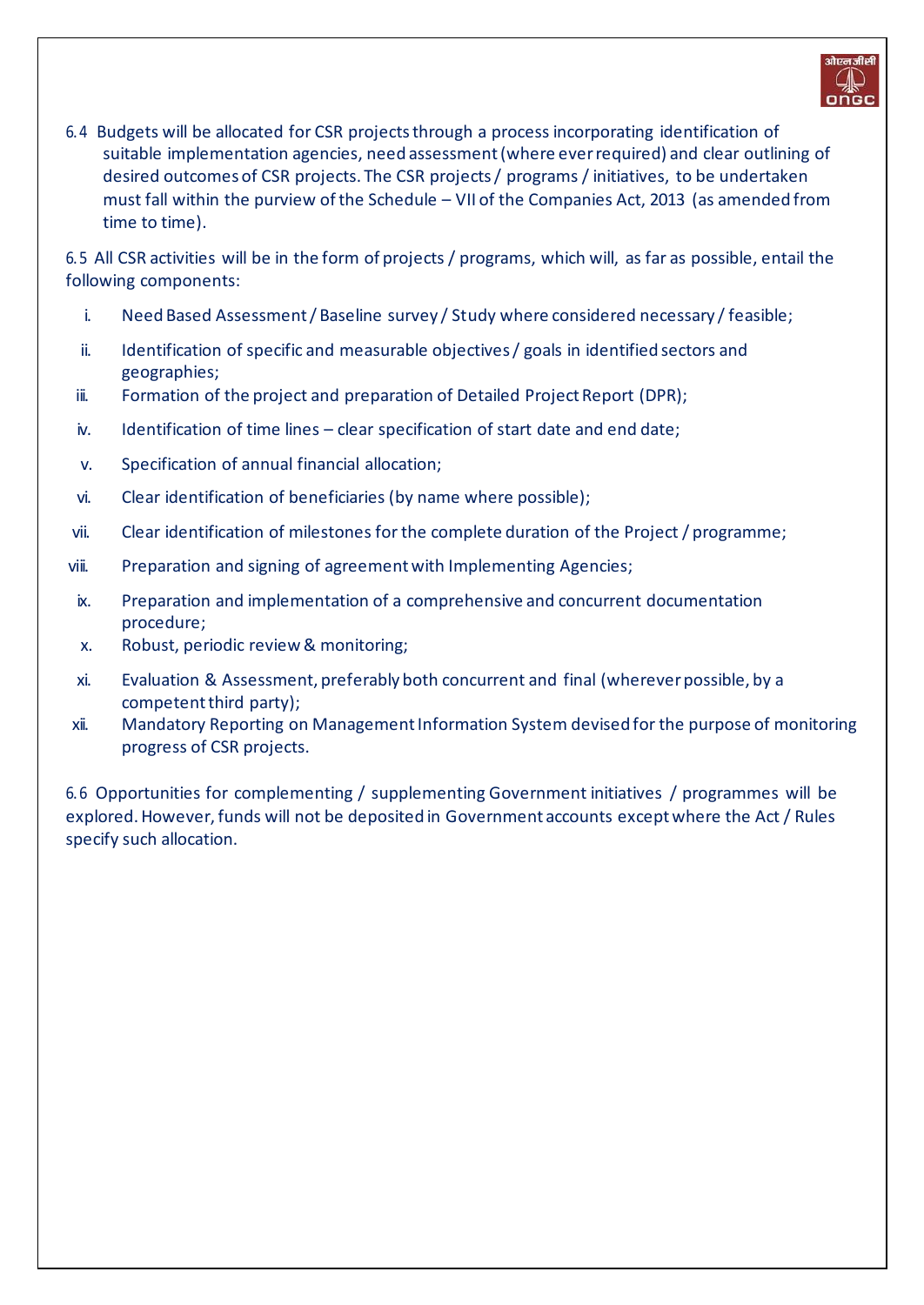6.4 Budgets will be allocated for CSR projects through a process incorporating identification of suitable implementation agencies, need assessment (where ever required) and clear outlining of desired outcomes of CSR projects. The CSR projects / programs / initiatives, to be undertaken must fall within the purview of the Schedule – VII of the Companies Act, 2013 (as amended from time to time).

6.5 All CSR activities will be in the form of projects / programs, which will, as far as possible, entail the following components:

i. Need Based Assessment / Baseline survey / Study where considered necessary / feasible;
ii. Identification of specific and measurable objectives / goals in identified sectors and geographies;
iii. Formation of the project and preparation of Detailed Project Report (DPR);
iv. Identification of time lines – clear specification of start date and end date;
v. Specification of annual financial allocation;
vi. Clear identification of beneficiaries (by name where possible);
vii. Clear identification of milestones for the complete duration of the Project / programme;
viii. Preparation and signing of agreement with Implementing Agencies;
ix. Preparation and implementation of a comprehensive and concurrent documentation procedure;
x. Robust, periodic review & monitoring;
xi. Evaluation & Assessment, preferably both concurrent and final (wherever possible, by a competent third party);
xii. Mandatory Reporting on Management Information System devised for the purpose of monitoring progress of CSR projects.

6.6 Opportunities for complementing / supplementing Government initiatives / programmes will be explored. However, funds will not be deposited in Government accounts except where the Act / Rules specify such allocation.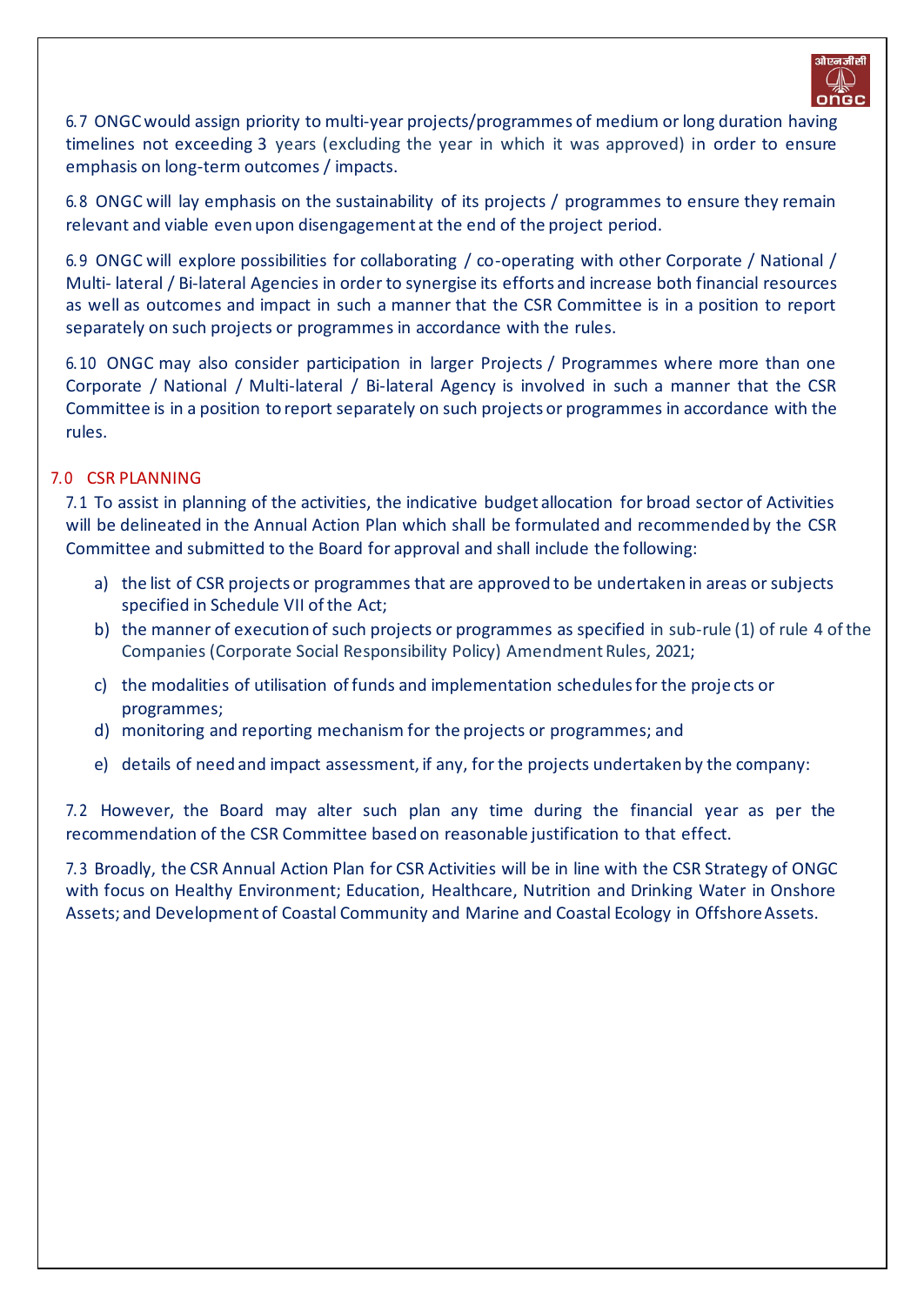6.7 ONGC would assign priority to multi-year projects/programmes of medium or long duration having timelines not exceeding 3 years (excluding the year in which it was approved) in order to ensure emphasis on long-term outcomes / impacts.

6.8 ONGC will lay emphasis on the sustainability of its projects / programmes to ensure they remain relevant and viable even upon disengagement at the end of the project period.

6.9 ONGC will explore possibilities for collaborating / co-operating with other Corporate / National / Multi- lateral / Bi-lateral Agencies in order to synergise its efforts and increase both financial resources as well as outcomes and impact in such a manner that the CSR Committee is in a position to report separately on such projects or programmes in accordance with the rules.

6.10 ONGC may also consider participation in larger Projects / Programmes where more than one Corporate / National / Multi-lateral / Bi-lateral Agency is involved in such a manner that the CSR Committee is in a position to report separately on such projects or programmes in accordance with the rules.

## 7.0 CSR PLANNING

7.1 To assist in planning of the activities, the indicative budget allocation for broad sector of Activities will be delineated in the Annual Action Plan which shall be formulated and recommended by the CSR Committee and submitted to the Board for approval and shall include the following:

a) the list of CSR projects or programmes that are approved to be undertaken in areas or subjects specified in Schedule VII of the Act;
b) the manner of execution of such projects or programmes as specified in sub-rule (1) of rule 4 of the Companies (Corporate Social Responsibility Policy) Amendment Rules, 2021;
c) the modalities of utilisation of funds and implementation schedules for the projects or programmes;
d) monitoring and reporting mechanism for the projects or programmes; and
e) details of need and impact assessment, if any, for the projects undertaken by the company:

7.2 However, the Board may alter such plan any time during the financial year as per the recommendation of the CSR Committee based on reasonable justification to that effect.

7.3 Broadly, the CSR Annual Action Plan for CSR Activities will be in line with the CSR Strategy of ONGC with focus on Healthy Environment; Education, Healthcare, Nutrition and Drinking Water in Onshore Assets; and Development of Coastal Community and Marine and Coastal Ecology in Offshore Assets.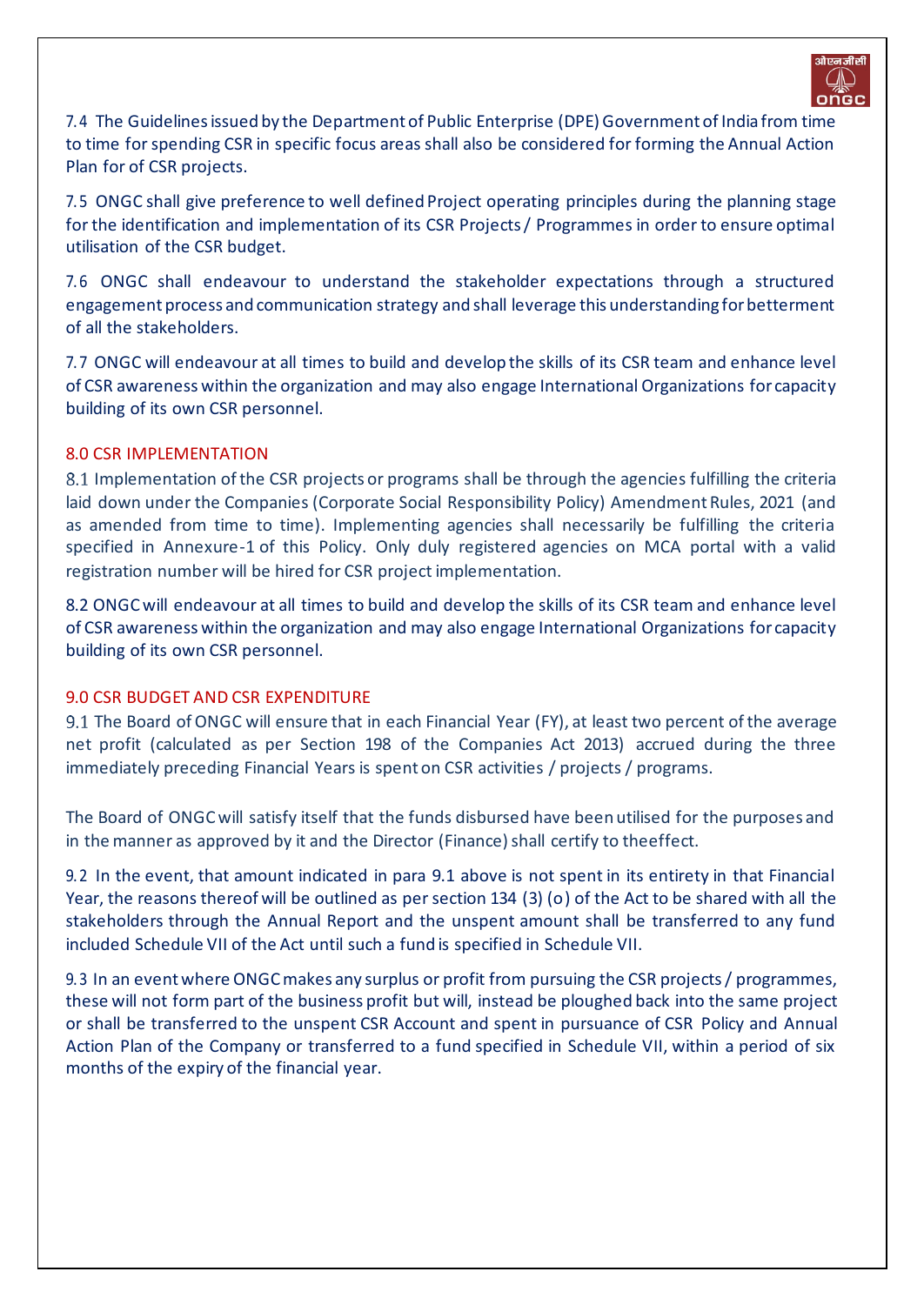7.4 The Guidelines issued by the Department of Public Enterprise (DPE) Government of India from time to time for spending CSR in specific focus areas shall also be considered for forming the Annual Action Plan for of CSR projects.

7.5 ONGC shall give preference to well defined Project operating principles during the planning stage for the identification and implementation of its CSR Projects / Programmes in order to ensure optimal utilisation of the CSR budget.

7.6 ONGC shall endeavour to understand the stakeholder expectations through a structured engagement process and communication strategy and shall leverage this understanding for betterment of all the stakeholders.

7.7 ONGC will endeavour at all times to build and develop the skills of its CSR team and enhance level of CSR awareness within the organization and may also engage International Organizations for capacity building of its own CSR personnel.

## 8.0 CSR IMPLEMENTATION

8.1 Implementation of the CSR projects or programs shall be through the agencies fulfilling the criteria laid down under the Companies (Corporate Social Responsibility Policy) Amendment Rules, 2021 (and as amended from time to time). Implementing agencies shall necessarily be fulfilling the criteria specified in Annexure-1 of this Policy. Only duly registered agencies on MCA portal with a valid registration number will be hired for CSR project implementation.

8.2 ONGC will endeavour at all times to build and develop the skills of its CSR team and enhance level of CSR awareness within the organization and may also engage International Organizations for capacity building of its own CSR personnel.

## 9.0 CSR BUDGET AND CSR EXPENDITURE

9.1 The Board of ONGC will ensure that in each Financial Year (FY), at least two percent of the average net profit (calculated as per Section 198 of the Companies Act 2013) accrued during the three immediately preceding Financial Years is spent on CSR activities / projects / programs.

The Board of ONGC will satisfy itself that the funds disbursed have been utilised for the purposes and in the manner as approved by it and the Director (Finance) shall certify to theeffect.

9.2 In the event, that amount indicated in para 9.1 above is not spent in its entirety in that Financial Year, the reasons thereof will be outlined as per section 134 (3) (o) of the Act to be shared with all the stakeholders through the Annual Report and the unspent amount shall be transferred to any fund included Schedule VII of the Act until such a fund is specified in Schedule VII.

9.3 In an event where ONGC makes any surplus or profit from pursuing the CSR projects / programmes, these will not form part of the business profit but will, instead be ploughed back into the same project or shall be transferred to the unspent CSR Account and spent in pursuance of CSR Policy and Annual Action Plan of the Company or transferred to a fund specified in Schedule VII, within a period of six months of the expiry of the financial year.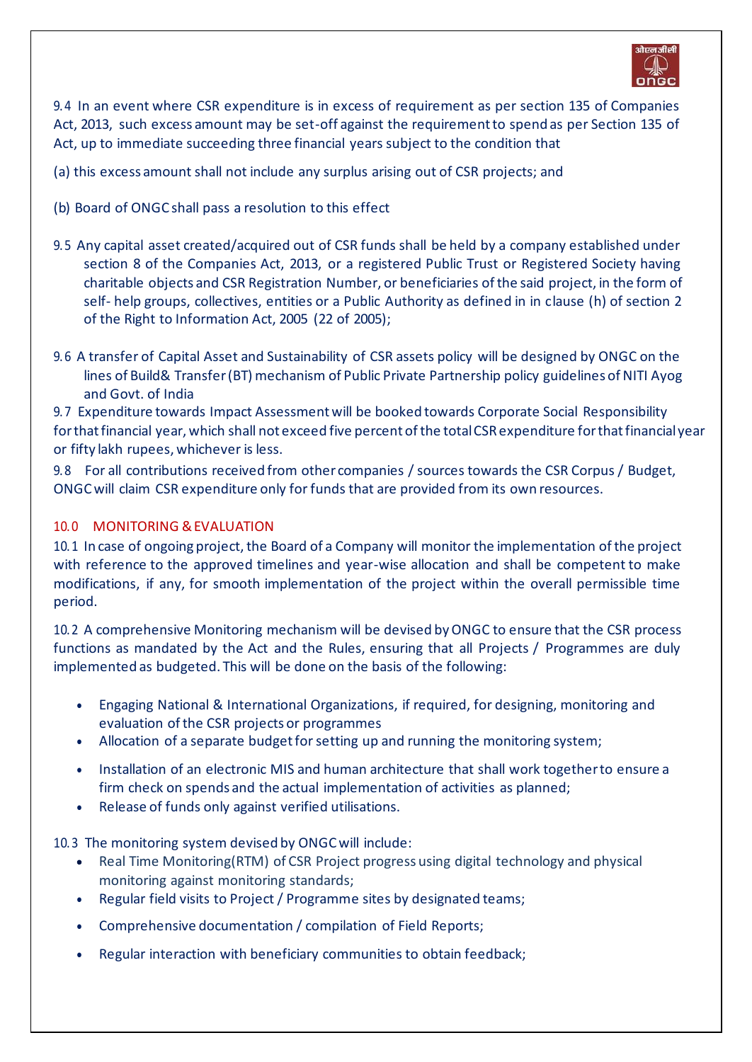9.4 In an event where CSR expenditure is in excess of requirement as per section 135 of Companies Act, 2013, such excess amount may be set-off against the requirement to spend as per Section 135 of Act, up to immediate succeeding three financial years subject to the condition that

(a) this excess amount shall not include any surplus arising out of CSR projects; and

(b) Board of ONGC shall pass a resolution to this effect

9.5 Any capital asset created/acquired out of CSR funds shall be held by a company established under section 8 of the Companies Act, 2013, or a registered Public Trust or Registered Society having charitable objects and CSR Registration Number, or beneficiaries of the said project, in the form of self- help groups, collectives, entities or a Public Authority as defined in in clause (h) of section 2 of the Right to Information Act, 2005 (22 of 2005);

9.6 A transfer of Capital Asset and Sustainability of CSR assets policy will be designed by ONGC on the lines of Build& Transfer (BT) mechanism of Public Private Partnership policy guidelines of NITI Ayog and Govt. of India

9.7 Expenditure towards Impact Assessment will be booked towards Corporate Social Responsibility for that financial year, which shall not exceed five percent of the total CSR expenditure for that financial year or fifty lakh rupees, whichever is less.

9.8 For all contributions received from other companies / sources towards the CSR Corpus / Budget, ONGC will claim CSR expenditure only for funds that are provided from its own resources.

## 10.0 MONITORING & EVALUATION

10.1 In case of ongoing project, the Board of a Company will monitor the implementation of the project with reference to the approved timelines and year-wise allocation and shall be competent to make modifications, if any, for smooth implementation of the project within the overall permissible time period.

10.2 A comprehensive Monitoring mechanism will be devised by ONGC to ensure that the CSR process functions as mandated by the Act and the Rules, ensuring that all Projects / Programmes are duly implemented as budgeted. This will be done on the basis of the following:

- Engaging National & International Organizations, if required, for designing, monitoring and evaluation of the CSR projects or programmes
- Allocation of a separate budget for setting up and running the monitoring system;
- Installation of an electronic MIS and human architecture that shall work together to ensure a firm check on spends and the actual implementation of activities as planned;
- Release of funds only against verified utilisations.

10.3 The monitoring system devised by ONGC will include:

- Real Time Monitoring(RTM) of CSR Project progress using digital technology and physical monitoring against monitoring standards;
- Regular field visits to Project / Programme sites by designated teams;
- Comprehensive documentation / compilation of Field Reports;
- Regular interaction with beneficiary communities to obtain feedback;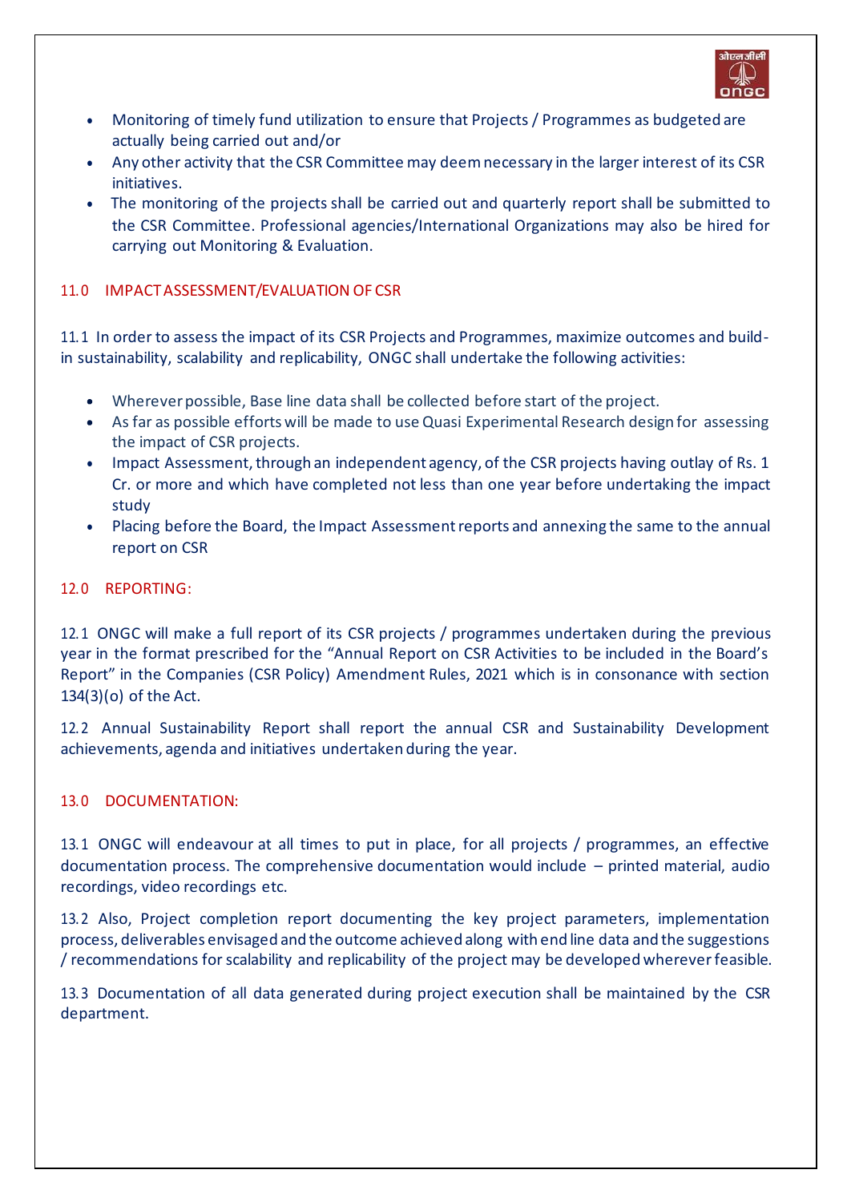- Monitoring of timely fund utilization to ensure that Projects / Programmes as budgeted are actually being carried out and/or
- Any other activity that the CSR Committee may deem necessary in the larger interest of its CSR initiatives.
- The monitoring of the projects shall be carried out and quarterly report shall be submitted to the CSR Committee. Professional agencies/International Organizations may also be hired for carrying out Monitoring & Evaluation.

## 11.0 IMPACT ASSESSMENT/EVALUATION OF CSR

11.1 In order to assess the impact of its CSR Projects and Programmes, maximize outcomes and build-in sustainability, scalability and replicability, ONGC shall undertake the following activities:

- Wherever possible, Base line data shall be collected before start of the project.
- As far as possible efforts will be made to use Quasi Experimental Research design for assessing the impact of CSR projects.
- Impact Assessment, through an independent agency, of the CSR projects having outlay of Rs. 1 Cr. or more and which have completed not less than one year before undertaking the impact study
- Placing before the Board, the Impact Assessment reports and annexing the same to the annual report on CSR

## 12.0 REPORTING:

12.1 ONGC will make a full report of its CSR projects / programmes undertaken during the previous year in the format prescribed for the "Annual Report on CSR Activities to be included in the Board's Report" in the Companies (CSR Policy) Amendment Rules, 2021 which is in consonance with section 134(3)(o) of the Act.

12.2 Annual Sustainability Report shall report the annual CSR and Sustainability Development achievements, agenda and initiatives undertaken during the year.

## 13.0 DOCUMENTATION:

13.1 ONGC will endeavour at all times to put in place, for all projects / programmes, an effective documentation process. The comprehensive documentation would include – printed material, audio recordings, video recordings etc.

13.2 Also, Project completion report documenting the key project parameters, implementation process, deliverables envisaged and the outcome achieved along with end line data and the suggestions / recommendations for scalability and replicability of the project may be developed wherever feasible.

13.3 Documentation of all data generated during project execution shall be maintained by the CSR department.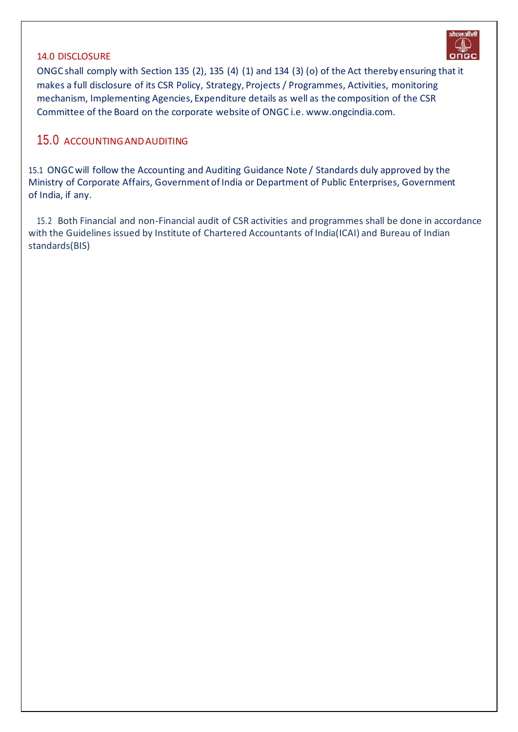## 14.0 DISCLOSURE

ONGC shall comply with Section 135 (2), 135 (4) (1) and 134 (3) (o) of the Act thereby ensuring that it makes a full disclosure of its CSR Policy, Strategy, Projects / Programmes, Activities, monitoring mechanism, Implementing Agencies, Expenditure details as well as the composition of the CSR Committee of the Board on the corporate website of ONGC i.e. www.ongcindia.com.

## 15.0 ACCOUNTING AND AUDITING

15.1 ONGC will follow the Accounting and Auditing Guidance Note / Standards duly approved by the Ministry of Corporate Affairs, Government of India or Department of Public Enterprises, Government of India, if any.

15.2 Both Financial and non-Financial audit of CSR activities and programmes shall be done in accordance with the Guidelines issued by Institute of Chartered Accountants of India(ICAI) and Bureau of Indian standards(BIS)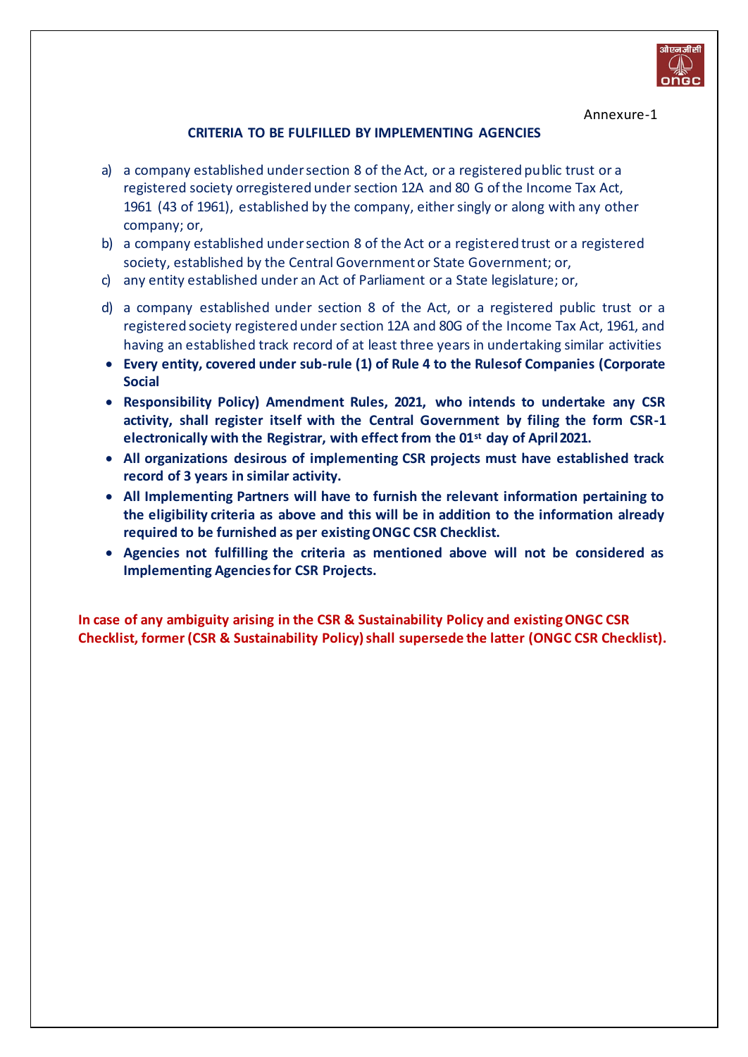Annexure-1

## CRITERIA TO BE FULFILLED BY IMPLEMENTING AGENCIES

a) a company established under section 8 of the Act, or a registered public trust or a registered society orregistered under section 12A and 80 G of the Income Tax Act, 1961 (43 of 1961), established by the company, either singly or along with any other company; or,

b) a company established under section 8 of the Act or a registered trust or a registered society, established by the Central Government or State Government; or,

c) any entity established under an Act of Parliament or a State legislature; or,

d) a company established under section 8 of the Act, or a registered public trust or a registered society registered under section 12A and 80G of the Income Tax Act, 1961, and having an established track record of at least three years in undertaking similar activities

- **Every entity, covered under sub-rule (1) of Rule 4 to the Rulesof Companies (Corporate Social**
- **Responsibility Policy) Amendment Rules, 2021, who intends to undertake any CSR activity, shall register itself with the Central Government by filing the form CSR-1 electronically with the Registrar, with effect from the 01st day of April 2021.**
- **All organizations desirous of implementing CSR projects must have established track record of 3 years in similar activity.**
- **All Implementing Partners will have to furnish the relevant information pertaining to the eligibility criteria as above and this will be in addition to the information already required to be furnished as per existing ONGC CSR Checklist.**
- **Agencies not fulfilling the criteria as mentioned above will not be considered as Implementing Agencies for CSR Projects.**

**In case of any ambiguity arising in the CSR & Sustainability Policy and existing ONGC CSR Checklist, former (CSR & Sustainability Policy) shall supersede the latter (ONGC CSR Checklist).**